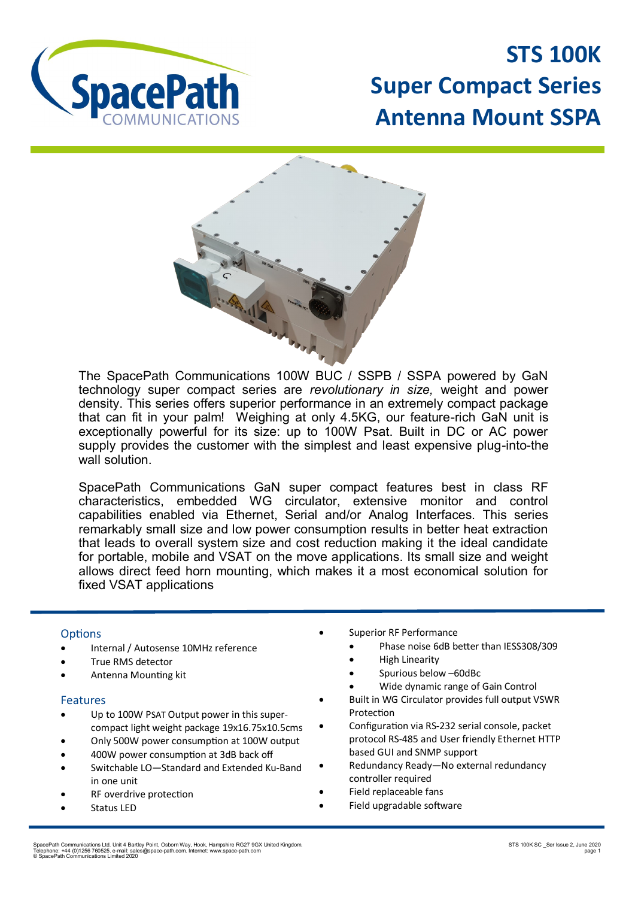# STS 100K
# Super Compact Series
# Antenna Mount SSPA

The SpacePath Communications 100W BUC / SSPB / SSPA powered by GaN technology super compact series are *revolutionary in size,* weight and power density. This series offers superior performance in an extremely compact package that can fit in your palm! Weighing at only 4.5KG, our feature-rich GaN unit is exceptionally powerful for its size: up to 100W Psat. Built in DC or AC power supply provides the customer with the simplest and least expensive plug-into-the wall solution.

SpacePath Communications GaN super compact features best in class RF characteristics, embedded WG circulator, extensive monitor and control capabilities enabled via Ethernet, Serial and/or Analog Interfaces. This series remarkably small size and low power consumption results in better heat extraction that leads to overall system size and cost reduction making it the ideal candidate for portable, mobile and VSAT on the move applications. Its small size and weight allows direct feed horn mounting, which makes it a most economical solution for fixed VSAT applications

### Options

- Internal / Autosense 10MHz reference
- True RMS detector
- Antenna Mounting kit

### Features

- Up to 100W PSAT Output power in this super-compact light weight package 19x16.75x10.5cms
- Only 500W power consumption at 100W output
- 400W power consumption at 3dB back off
- Switchable LO—Standard and Extended Ku-Band in one unit
- RF overdrive protection
- Status LED
- Superior RF Performance
  - Phase noise 6dB better than IESS308/309
  - High Linearity
  - Spurious below –60dBc
  - Wide dynamic range of Gain Control
- Built in WG Circulator provides full output VSWR Protection
- Configuration via RS-232 serial console, packet protocol RS-485 and User friendly Ethernet HTTP based GUI and SNMP support
- Redundancy Ready—No external redundancy controller required
- Field replaceable fans
- Field upgradable software

SpacePath Communications Ltd. Unit 4 Bartley Point, Osborn Way, Hook, Hampshire RG27 9GX United Kingdom.
Telephone: +44 (0)1256 760525. e-mail: sales@space-path.com. Internet: www.space-path.com
© SpacePath Communications Limited 2020

STS 100K SC _Ser Issue 2, June 2020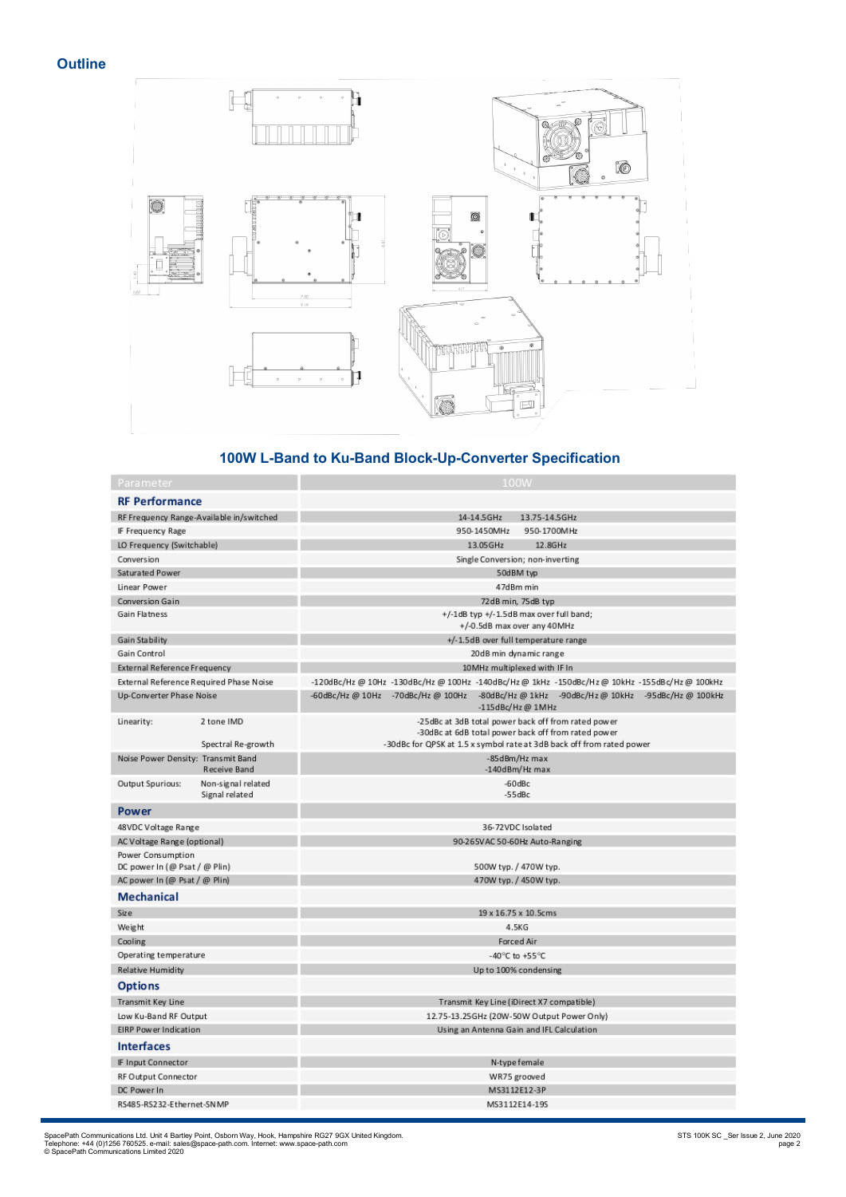## Outline

## 100W L-Band to Ku-Band Block-Up-Converter Specification

| Parameter | 100W |
|---|---|
| **RF Performance** | |
| RF Frequency Range-Available in/switched | 14-14.5GHz 13.75-14.5GHz |
| IF Frequency Rage | 950-1450MHz 950-1700MHz |
| LO Frequency (Switchable) | 13.05GHz 12.8GHz |
| Conversion | Single Conversion; non-inverting |
| Saturated Power | 50dBM typ |
| Linear Power | 47dBm min |
| Conversion Gain | 72dB min, 75dB typ |
| Gain Flatness | +/-1dB typ +/-1.5dB max over full band; +/-0.5dB max over any 40MHz |
| Gain Stability | +/-1.5dB over full temperature range |
| Gain Control | 20dB min dynamic range |
| External Reference Frequency | 10MHz multiplexed with IF In |
| External Reference Required Phase Noise | -120dBc/Hz @ 10Hz -130dBc/Hz @ 100Hz -140dBc/Hz @ 1kHz -150dBc/Hz @ 10kHz -155dBc/Hz @ 100kHz |
| Up-Converter Phase Noise | -60dBc/Hz @ 10Hz -70dBc/Hz @ 100Hz -80dBc/Hz @ 1kHz -90dBc/Hz @ 10kHz -95dBc/Hz @ 100kHz -115dBc/Hz @ 1MHz |
| Linearity: 2 tone IMD | -25dBc at 3dB total power back off from rated power<br>-30dBc at 6dB total power back off from rated power |
| Spectral Re-growth | -30dBc for QPSK at 1.5 x symbol rate at 3dB back off from rated power |
| Noise Power Density: Transmit Band | -85dBm/Hz max |
| Receive Band | -140dBm/Hz max |
| Output Spurious: Non-signal related | -60dBc |
| Signal related | -55dBc |
| **Power** | |
| 48VDC Voltage Range | 36-72VDC Isolated |
| AC Voltage Range (optional) | 90-265VAC 50-60Hz Auto-Ranging |
| Power Consumption<br>DC power In (@ Psat / @ Plin) | 500W typ. / 470W typ. |
| AC power In (@ Psat / @ Plin) | 470W typ. / 450W typ. |
| **Mechanical** | |
| Size | 19 x 16.75 x 10.5cms |
| Weight | 4.5KG |
| Cooling | Forced Air |
| Operating temperature | -40°C to +55°C |
| Relative Humidity | Up to 100% condensing |
| **Options** | |
| Transmit Key Line | Transmit Key Line (iDirect X7 compatible) |
| Low Ku-Band RF Output | 12.75-13.25GHz (20W-50W Output Power Only) |
| EIRP Power Indication | Using an Antenna Gain and IFL Calculation |
| **Interfaces** | |
| IF Input Connector | N-type female |
| RF Output Connector | WR75 grooved |
| DC Power In | MS3112E12-3P |
| RS485-RS232-Ethernet-SNMP | MS3112E14-19S |

SpacePath Communications Ltd. Unit 4 Bartley Point, Osborn Way, Hook, Hampshire RG27 9GX United Kingdom.
Telephone: +44 (0)1256 760525. e-mail: sales@space-path.com. Internet: www.space-path.com
© SpacePath Communications Limited 2020

STS 100K SC _Ser Issue 2, June 2020